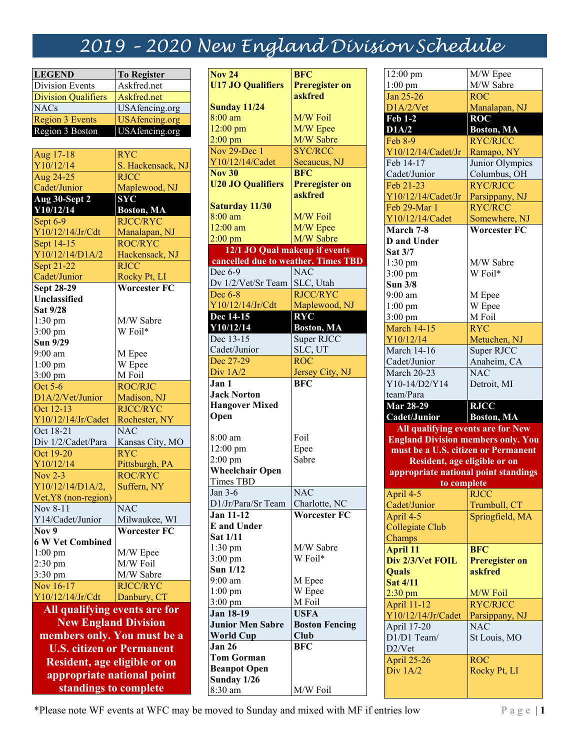# 2019 – 2020 New England Division Schedule

| LEGEND | To Register |
|---|---|
| Division Events | Askfred.net |
| Division Qualifiers | Askfred.net |
| NACs | USAfencing.org |
| Region 3 Events | USAfencing.org |
| Region 3 Boston | USAfencing.org |

| Date / Event | Type / Location |
|---|---|
| Aug 17-18 Y10/12/14 | RYC S. Hackensack, NJ |
| Aug 24-25 Cadet/Junior | RJCC Maplewood, NJ |
| **Aug 30-Sept 2 Y10/12/14** | **SYC Boston, MA** |
| Sept 6-9 Y10/12/14/Jr/Cdt | RJCC/RYC Manalapan, NJ |
| Sept 14-15 Y10/12/14/D1A/2 | ROC/RYC Hackensack, NJ |
| Sept 21-22 Cadet/Junior | RJCC Rocky Pt, LI |
| **Sept 28-29 Unclassified** | **Worcester FC** |
| **Sat 9/28** | |
| 1:30 pm | M/W Sabre |
| 3:00 pm | W Foil* |
| **Sun 9/29** | |
| 9:00 am | M Epee |
| 1:00 pm | W Epee |
| 3:00 pm | M Foil |
| Oct 5-6 D1A/2/Vet/Junior | ROC/RJC Madison, NJ |
| Oct 12-13 Y10/12/14/Jr/Cadet | RJCC/RYC Rochester, NY |
| Oct 18-21 Div 1/2/Cadet/Para | NAC Kansas City, MO |
| Oct 19-20 Y10/12/14 | RYC Pittsburgh, PA |
| Nov 2-3 Y10/12/14/D1A/2, Vet,Y8 (non-region) | ROC/RYC Suffern, NY |
| Nov 8-11 Y14/Cadet/Junior | NAC Milwaukee, WI |
| **Nov 9 6 W Vet Combined** | **Worcester FC** |
| 1:00 pm | M/W Epee |
| 2:30 pm | M/W Foil |
| 3:30 pm | M/W Sabre |
| Nov 16-17 Y10/12/14/Jr/Cdt | RJCC/RYC Danbury, CT |

**All qualifying events are for New England Division members only. You must be a U.S. citizen or Permanent Resident, age eligible or on appropriate national point standings to complete**

| Date / Event | Type / Location |
|---|---|
| **Nov 24 U17 JO Qualifiers** | **BFC Preregister on askfred** |
| **Sunday 11/24** | |
| 8:00 am | M/W Foil |
| 12:00 pm | M/W Epee |
| 2:00 pm | M/W Sabre |
| Nov 29-Dec 1 Y10/12/14/Cadet | SYC/RCC Secaucus, NJ |
| **Nov 30 U20 JO Qualifiers** | **BFC Preregister on askfred** |
| **Saturday 11/30** | |
| 8:00 am | M/W Foil |
| 12:00 am | M/W Epee |
| 2:00 pm | M/W Sabre |
| **12/1 JO Qual makeup if events cancelled due to weather. Times TBD** | |
| Dec 6-9 Dv 1/2/Vet/Sr Team | NAC SLC, Utah |
| Dec 6-8 Y10/12/14/Jr/Cdt | RJCC/RYC Maplewood, NJ |
| **Dec 14-15 Y10/12/14** | **RYC Boston, MA** |
| Dec 13-15 Cadet/Junior | Super RJCC SLC, UT |
| Dec 27-29 Div 1A/2 | ROC Jersey City, NJ |
| **Jan 1 Jack Norton Hangover Mixed Open** | **BFC** |
| 8:00 am | Foil |
| 12:00 pm | Epee |
| 2:00 pm | Sabre |
| **Wheelchair Open** Times TBD | |
| Jan 3-6 D1/Jr/Para/Sr Team | NAC Charlotte, NC |
| **Jan 11-12 E and Under** | **Worcester FC** |
| **Sat 1/11** | |
| 1:30 pm | M/W Sabre |
| 3:00 pm | W Foil* |
| **Sun 1/12** | |
| 9:00 am | M Epee |
| 1:00 pm | W Epee |
| 3:00 pm | M Foil |
| **Jan 18-19 Junior Men Sabre World Cup** | **USFA Boston Fencing Club** |
| **Jan 26 Tom Gorman Beanpot Open** | **BFC** |
| **Sunday 1/26** | |
| 8:30 am | M/W Foil |
| 12:00 pm | M/W Epee |
| 1:00 pm | M/W Sabre |
| Jan 25-26 D1A/2/Vet | ROC Manalapan, NJ |
| **Feb 1-2 D1A/2** | **ROC Boston, MA** |
| Feb 8-9 Y10/12/14/Cadet/Jr | RYC/RJCC Ramapo, NY |
| Feb 14-17 Cadet/Junior | Junior Olympics Columbus, OH |
| Feb 21-23 Y10/12/14/Cadet/Jr | RYC/RJCC Parsippany, NJ |
| Feb 29-Mar 1 Y10/12/14/Cadet | RYC/RCC Somewhere, NJ |
| **March 7-8 D and Under** | **Worcester FC** |
| **Sat 3/7** | |
| 1:30 pm | M/W Sabre |
| 3:00 pm | W Foil* |
| **Sun 3/8** | |
| 9:00 am | M Epee |
| 1:00 pm | W Epee |
| 3:00 pm | M Foil |
| March 14-15 Y10/12/14 | RYC Metuchen, NJ |
| March 14-16 Cadet/Junior | Super RJCC Anaheim, CA |
| March 20-23 Y10-14/D2/Y14 team/Para | NAC Detroit, MI |
| **Mar 28-29 Cadet/Junior** | **RJCC Boston, MA** |

**All qualifying events are for New England Division members only. You must be a U.S. citizen or Permanent Resident, age eligible or on appropriate national point standings to complete**

| Date / Event | Type / Location |
|---|---|
| April 4-5 Cadet/Junior | RJCC Trumbull, CT |
| April 4-5 Collegiate Club Champs | Springfield, MA |
| **April 11 Div 2/3/Vet FOIL Quals** | **BFC Preregister on askfred** |
| **Sat 4/11** | |
| 2:30 pm | M/W Foil |
| April 11-12 Y10/12/14/Jr/Cadet | RYC/RJCC Parsippany, NJ |
| April 17-20 D1/D1 Team/ D2/Vet | NAC St Louis, MO |
| April 25-26 Div 1A/2 | ROC Rocky Pt, LI |

*Please note WF events at WFC may be moved to Sunday and mixed with MF if entries low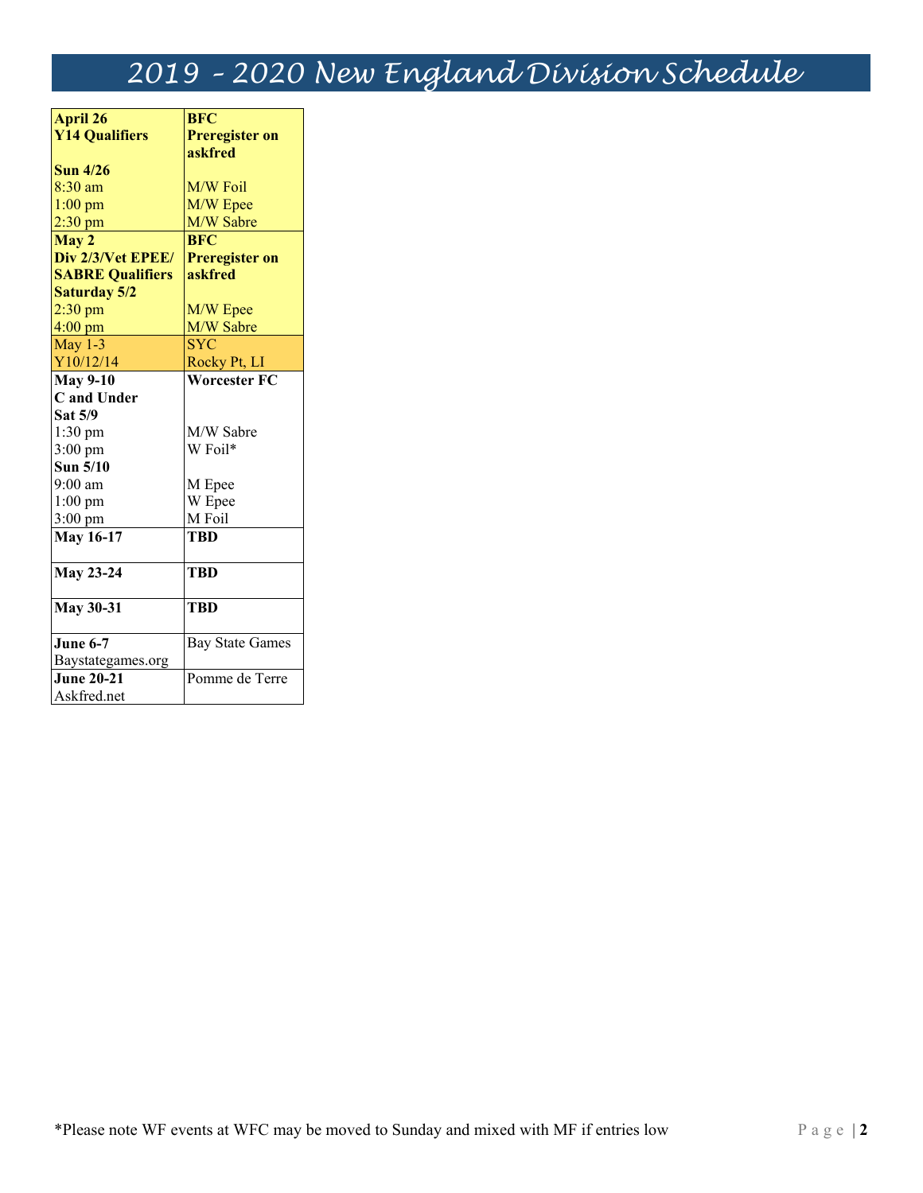# 2019 – 2020 New England Division Schedule

| | |
|---|---|
| **April 26**<br>**Y14 Qualifiers** | **BFC**<br>**Preregister on askfred** |
| **Sun 4/26** | |
| 8:30 am | M/W Foil |
| 1:00 pm | M/W Epee |
| 2:30 pm | M/W Sabre |
| **May 2**<br>**Div 2/3/Vet EPEE/ SABRE Qualifiers** | **BFC**<br>**Preregister on askfred** |
| **Saturday 5/2** | |
| 2:30 pm | M/W Epee |
| 4:00 pm | M/W Sabre |
| May 1-3<br>Y10/12/14 | SYC<br>Rocky Pt, LI |
| **May 9-10**<br>**C and Under** | **Worcester FC** |
| **Sat 5/9** | |
| 1:30 pm | M/W Sabre |
| 3:00 pm | W Foil* |
| **Sun 5/10** | |
| 9:00 am | M Epee |
| 1:00 pm | W Epee |
| 3:00 pm | M Foil |
| **May 16-17** | **TBD** |
| **May 23-24** | **TBD** |
| **May 30-31** | **TBD** |
| **June 6-7**<br>Baystategames.org | Bay State Games |
| **June 20-21**<br>Askfred.net | Pomme de Terre |

*Please note WF events at WFC may be moved to Sunday and mixed with MF if entries low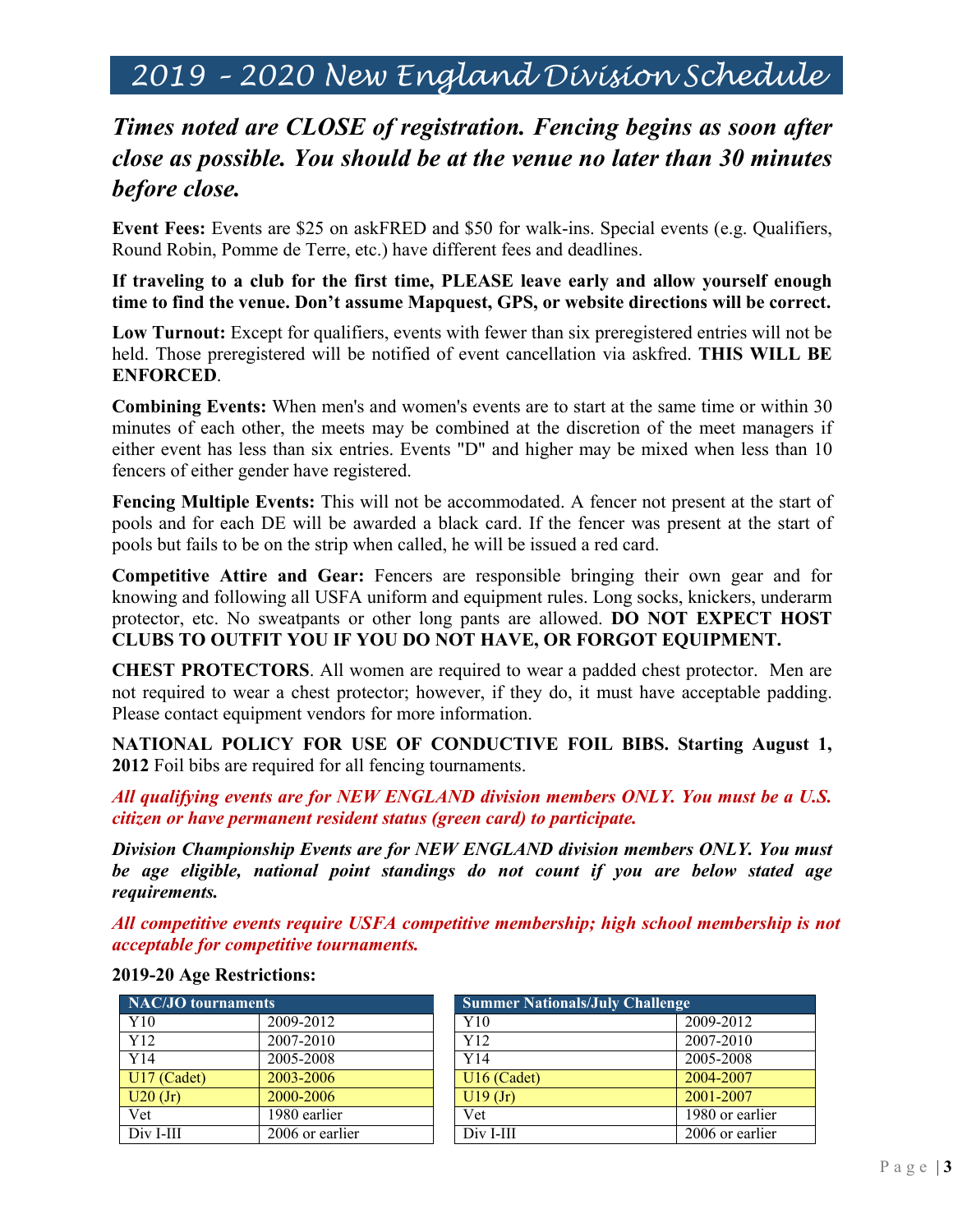# 2019 – 2020 New England Division Schedule

***Times noted are CLOSE of registration. Fencing begins as soon after close as possible. You should be at the venue no later than 30 minutes before close.***

**Event Fees:** Events are $25 on askFRED and $50 for walk-ins. Special events (e.g. Qualifiers, Round Robin, Pomme de Terre, etc.) have different fees and deadlines.

**If traveling to a club for the first time, PLEASE leave early and allow yourself enough time to find the venue. Don't assume Mapquest, GPS, or website directions will be correct.**

**Low Turnout:** Except for qualifiers, events with fewer than six preregistered entries will not be held. Those preregistered will be notified of event cancellation via askfred. **THIS WILL BE ENFORCED**.

**Combining Events:** When men's and women's events are to start at the same time or within 30 minutes of each other, the meets may be combined at the discretion of the meet managers if either event has less than six entries. Events "D" and higher may be mixed when less than 10 fencers of either gender have registered.

**Fencing Multiple Events:** This will not be accommodated. A fencer not present at the start of pools and for each DE will be awarded a black card. If the fencer was present at the start of pools but fails to be on the strip when called, he will be issued a red card.

**Competitive Attire and Gear:** Fencers are responsible bringing their own gear and for knowing and following all USFA uniform and equipment rules. Long socks, knickers, underarm protector, etc. No sweatpants or other long pants are allowed. **DO NOT EXPECT HOST CLUBS TO OUTFIT YOU IF YOU DO NOT HAVE, OR FORGOT EQUIPMENT.**

**CHEST PROTECTORS**. All women are required to wear a padded chest protector. Men are not required to wear a chest protector; however, if they do, it must have acceptable padding. Please contact equipment vendors for more information.

**NATIONAL POLICY FOR USE OF CONDUCTIVE FOIL BIBS. Starting August 1, 2012** Foil bibs are required for all fencing tournaments.

***All qualifying events are for NEW ENGLAND division members ONLY. You must be a U.S. citizen or have permanent resident status (green card) to participate.***

***Division Championship Events are for NEW ENGLAND division members ONLY. You must be age eligible, national point standings do not count if you are below stated age requirements.***

***All competitive events require USFA competitive membership; high school membership is not acceptable for competitive tournaments.***

**2019-20 Age Restrictions:**

| NAC/JO tournaments | |
|---|---|
| Y10 | 2009-2012 |
| Y12 | 2007-2010 |
| Y14 | 2005-2008 |
| U17 (Cadet) | 2003-2006 |
| U20 (Jr) | 2000-2006 |
| Vet | 1980 earlier |
| Div I-III | 2006 or earlier |

| Summer Nationals/July Challenge | |
|---|---|
| Y10 | 2009-2012 |
| Y12 | 2007-2010 |
| Y14 | 2005-2008 |
| U16 (Cadet) | 2004-2007 |
| U19 (Jr) | 2001-2007 |
| Vet | 1980 or earlier |
| Div I-III | 2006 or earlier |